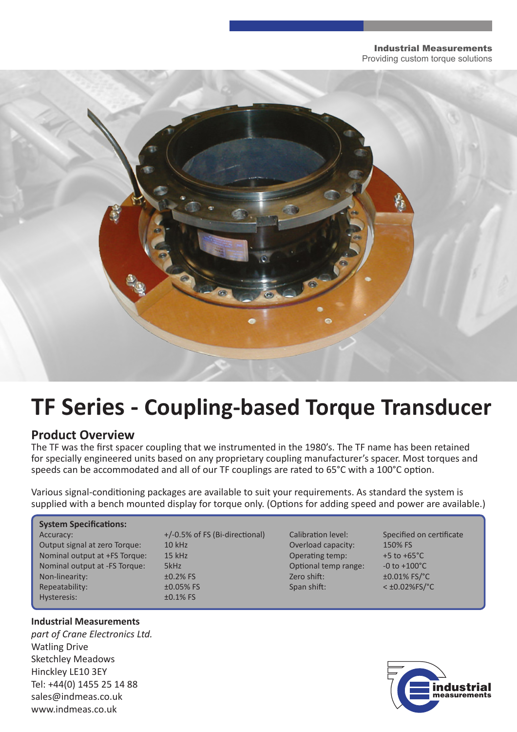Industrial Measurements
Providing custom torque solutions

# TF Series - Coupling-based Torque Transducer

## Product Overview

The TF was the first spacer coupling that we instrumented in the 1980's. The TF name has been retained for specially engineered units based on any proprietary coupling manufacturer's spacer. Most torques and speeds can be accommodated and all of our TF couplings are rated to 65°C with a 100°C option.

Various signal-conditioning packages are available to suit your requirements. As standard the system is supplied with a bench mounted display for torque only. (Options for adding speed and power are available.)

**System Specifications:**

| | | | |
|---|---|---|---|
| Accuracy: | +/-0.5% of FS (Bi-directional) | Calibration level: | Specified on certificate |
| Output signal at zero Torque: | 10 kHz | Overload capacity: | 150% FS |
| Nominal output at +FS Torque: | 15 kHz | Operating temp: | +5 to +65°C |
| Nominal output at -FS Torque: | 5kHz | Optional temp range: | -0 to +100°C |
| Non-linearity: | ±0.2% FS | Zero shift: | ±0.01% FS/°C |
| Repeatability: | ±0.05% FS | Span shift: | < ±0.02%FS/°C |
| Hysteresis: | ±0.1% FS | | |

**Industrial Measurements**
*part of Crane Electronics Ltd.*
Watling Drive
Sketchley Meadows
Hinckley LE10 3EY
Tel: +44(0) 1455 25 14 88
sales@indmeas.co.uk
www.indmeas.co.uk

industrial measurements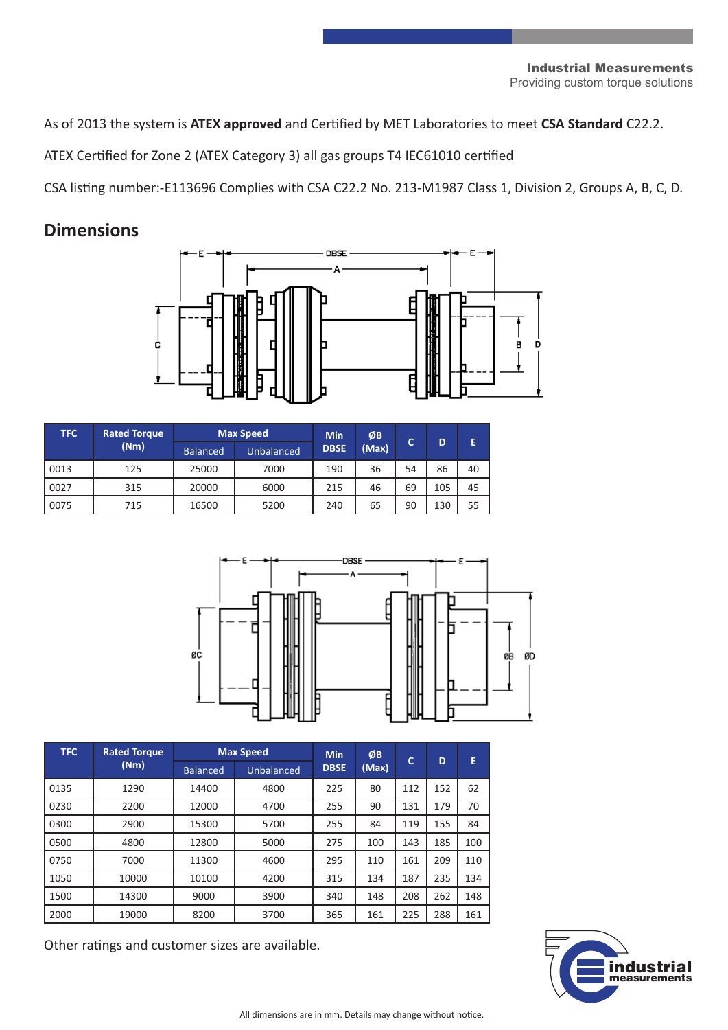As of 2013 the system is **ATEX approved** and Certified by MET Laboratories to meet **CSA Standard** C22.2.

ATEX Certified for Zone 2 (ATEX Category 3) all gas groups T4 IEC61010 certified

CSA listing number:-E113696 Complies with CSA C22.2 No. 213-M1987 Class 1, Division 2, Groups A, B, C, D.

## Dimensions

| TFC | Rated Torque (Nm) | Max Speed | | Min DBSE | ØB (Max) | C | D | E |
|---|---|---|---|---|---|---|---|---|
| | | Balanced | Unbalanced | | | | | |
| 0013 | 125 | 25000 | 7000 | 190 | 36 | 54 | 86 | 40 |
| 0027 | 315 | 20000 | 6000 | 215 | 46 | 69 | 105 | 45 |
| 0075 | 715 | 16500 | 5200 | 240 | 65 | 90 | 130 | 55 |

| TFC | Rated Torque (Nm) | Max Speed | | Min DBSE | ØB (Max) | C | D | E |
|---|---|---|---|---|---|---|---|---|
| | | Balanced | Unbalanced | | | | | |
| 0135 | 1290 | 14400 | 4800 | 225 | 80 | 112 | 152 | 62 |
| 0230 | 2200 | 12000 | 4700 | 255 | 90 | 131 | 179 | 70 |
| 0300 | 2900 | 15300 | 5700 | 255 | 84 | 119 | 155 | 84 |
| 0500 | 4800 | 12800 | 5000 | 275 | 100 | 143 | 185 | 100 |
| 0750 | 7000 | 11300 | 4600 | 295 | 110 | 161 | 209 | 110 |
| 1050 | 10000 | 10100 | 4200 | 315 | 134 | 187 | 235 | 134 |
| 1500 | 14300 | 9000 | 3900 | 340 | 148 | 208 | 262 | 148 |
| 2000 | 19000 | 8200 | 3700 | 365 | 161 | 225 | 288 | 161 |

Other ratings and customer sizes are available.

All dimensions are in mm. Details may change without notice.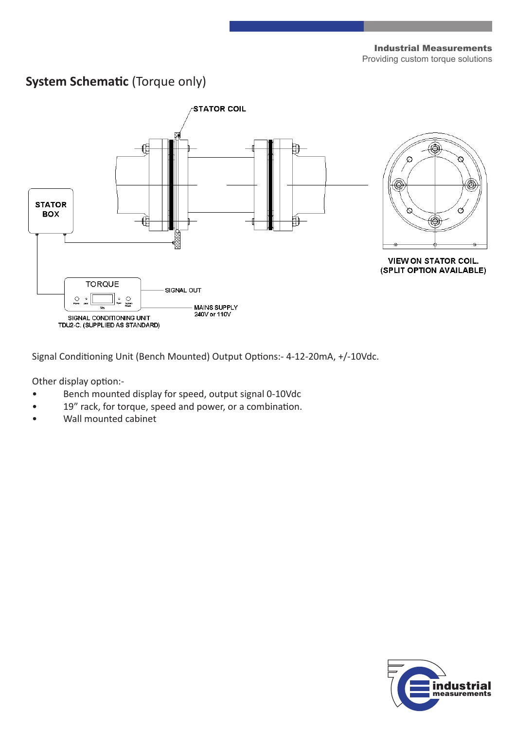## **System Schematic** (Torque only)

STATOR COIL

STATOR BOX

VIEW ON STATOR COIL. (SPLIT OPTION AVAILABLE)

TORQUE

SIGNAL OUT

MAINS SUPPLY 240V or 110V

SIGNAL CONDITIONING UNIT TDU2-C. (SUPPLIED AS STANDARD)

Signal Conditioning Unit (Bench Mounted) Output Options:- 4-12-20mA, +/-10Vdc.

Other display option:-

- Bench mounted display for speed, output signal 0-10Vdc
- 19” rack, for torque, speed and power, or a combination.
- Wall mounted cabinet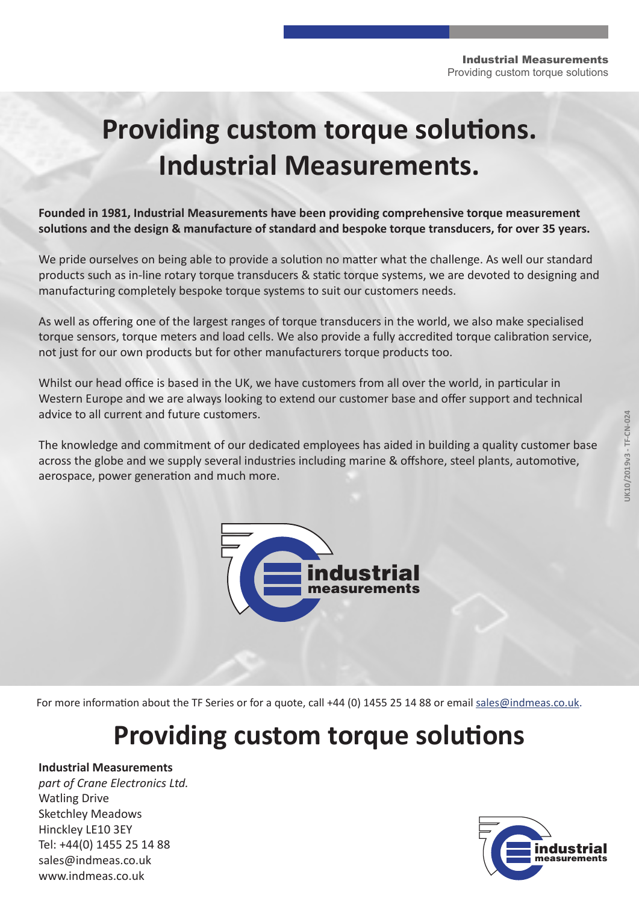# Providing custom torque solutions. Industrial Measurements.

**Founded in 1981, Industrial Measurements have been providing comprehensive torque measurement solutions and the design & manufacture of standard and bespoke torque transducers, for over 35 years.**

We pride ourselves on being able to provide a solution no matter what the challenge. As well our standard products such as in-line rotary torque transducers & static torque systems, we are devoted to designing and manufacturing completely bespoke torque systems to suit our customers needs.

As well as offering one of the largest ranges of torque transducers in the world, we also make specialised torque sensors, torque meters and load cells. We also provide a fully accredited torque calibration service, not just for our own products but for other manufacturers torque products too.

Whilst our head office is based in the UK, we have customers from all over the world, in particular in Western Europe and we are always looking to extend our customer base and offer support and technical advice to all current and future customers.

The knowledge and commitment of our dedicated employees has aided in building a quality customer base across the globe and we supply several industries including marine & offshore, steel plants, automotive, aerospace, power generation and much more.

UK10/2019v3 - TF-CN-024

For more information about the TF Series or for a quote, call +44 (0) 1455 25 14 88 or email sales@indmeas.co.uk.

## Providing custom torque solutions

**Industrial Measurements**
*part of Crane Electronics Ltd.*
Watling Drive
Sketchley Meadows
Hinckley LE10 3EY
Tel: +44(0) 1455 25 14 88
sales@indmeas.co.uk
www.indmeas.co.uk